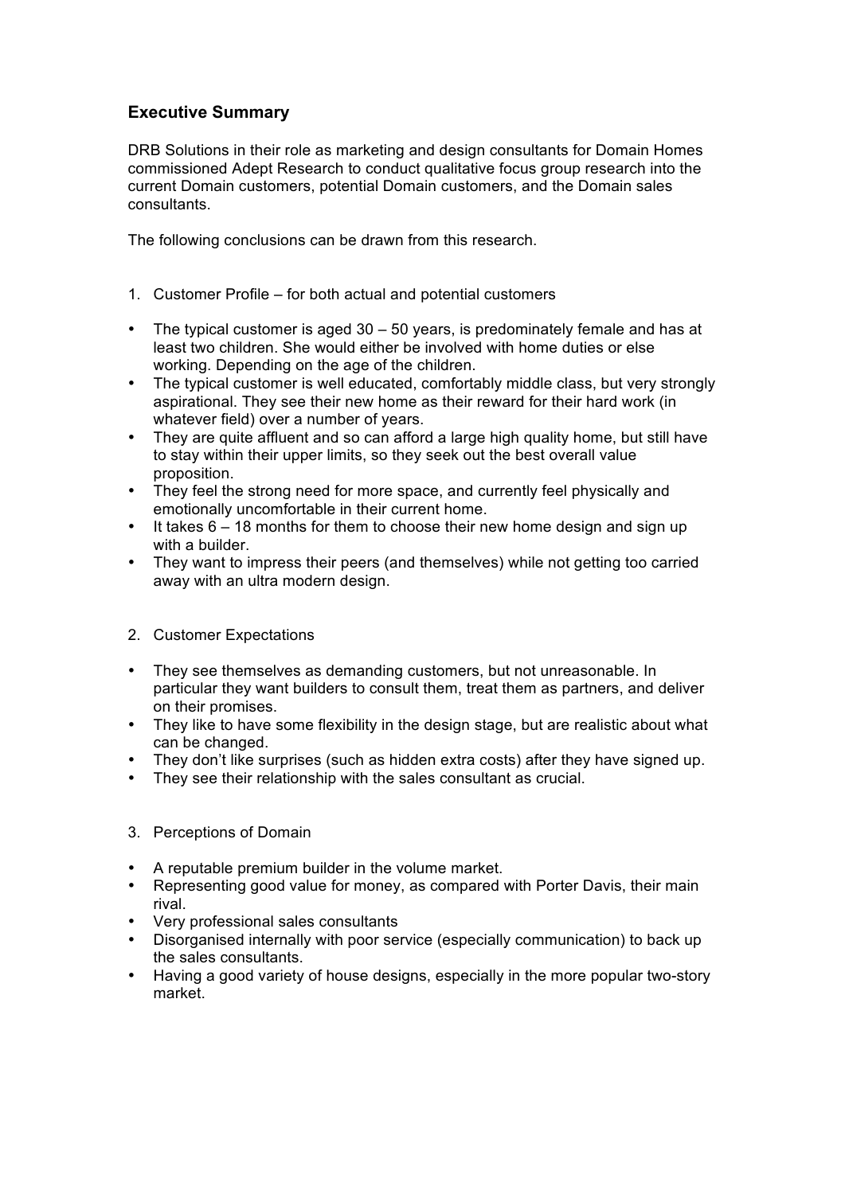## Executive Summary

DRB Solutions in their role as marketing and design consultants for Domain Homes commissioned Adept Research to conduct qualitative focus group research into the current Domain customers, potential Domain customers, and the Domain sales consultants.

The following conclusions can be drawn from this research.

1. Customer Profile – for both actual and potential customers

- The typical customer is aged 30 – 50 years, is predominately female and has at least two children. She would either be involved with home duties or else working. Depending on the age of the children.
- The typical customer is well educated, comfortably middle class, but very strongly aspirational. They see their new home as their reward for their hard work (in whatever field) over a number of years.
- They are quite affluent and so can afford a large high quality home, but still have to stay within their upper limits, so they seek out the best overall value proposition.
- They feel the strong need for more space, and currently feel physically and emotionally uncomfortable in their current home.
- It takes 6 – 18 months for them to choose their new home design and sign up with a builder.
- They want to impress their peers (and themselves) while not getting too carried away with an ultra modern design.

2. Customer Expectations

- They see themselves as demanding customers, but not unreasonable. In particular they want builders to consult them, treat them as partners, and deliver on their promises.
- They like to have some flexibility in the design stage, but are realistic about what can be changed.
- They don't like surprises (such as hidden extra costs) after they have signed up.
- They see their relationship with the sales consultant as crucial.

3. Perceptions of Domain

- A reputable premium builder in the volume market.
- Representing good value for money, as compared with Porter Davis, their main rival.
- Very professional sales consultants
- Disorganised internally with poor service (especially communication) to back up the sales consultants.
- Having a good variety of house designs, especially in the more popular two-story market.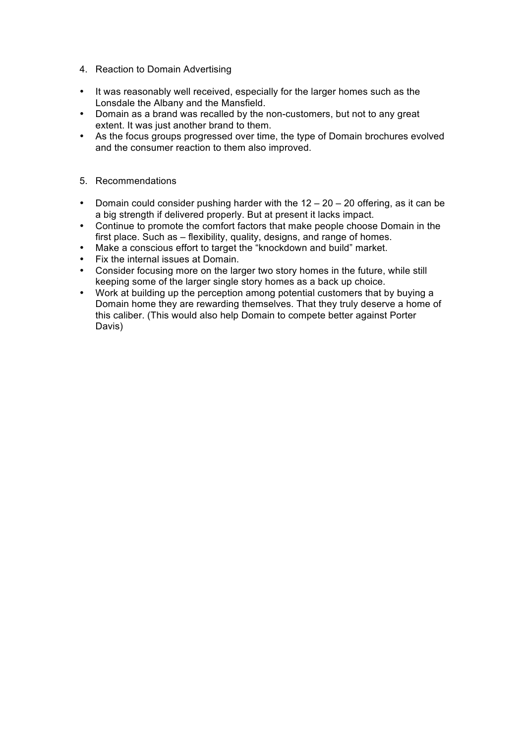4. Reaction to Domain Advertising

- It was reasonably well received, especially for the larger homes such as the Lonsdale the Albany and the Mansfield.
- Domain as a brand was recalled by the non-customers, but not to any great extent. It was just another brand to them.
- As the focus groups progressed over time, the type of Domain brochures evolved and the consumer reaction to them also improved.

5. Recommendations

- Domain could consider pushing harder with the 12 – 20 – 20 offering, as it can be a big strength if delivered properly. But at present it lacks impact.
- Continue to promote the comfort factors that make people choose Domain in the first place. Such as – flexibility, quality, designs, and range of homes.
- Make a conscious effort to target the "knockdown and build" market.
- Fix the internal issues at Domain.
- Consider focusing more on the larger two story homes in the future, while still keeping some of the larger single story homes as a back up choice.
- Work at building up the perception among potential customers that by buying a Domain home they are rewarding themselves. That they truly deserve a home of this caliber. (This would also help Domain to compete better against Porter Davis)